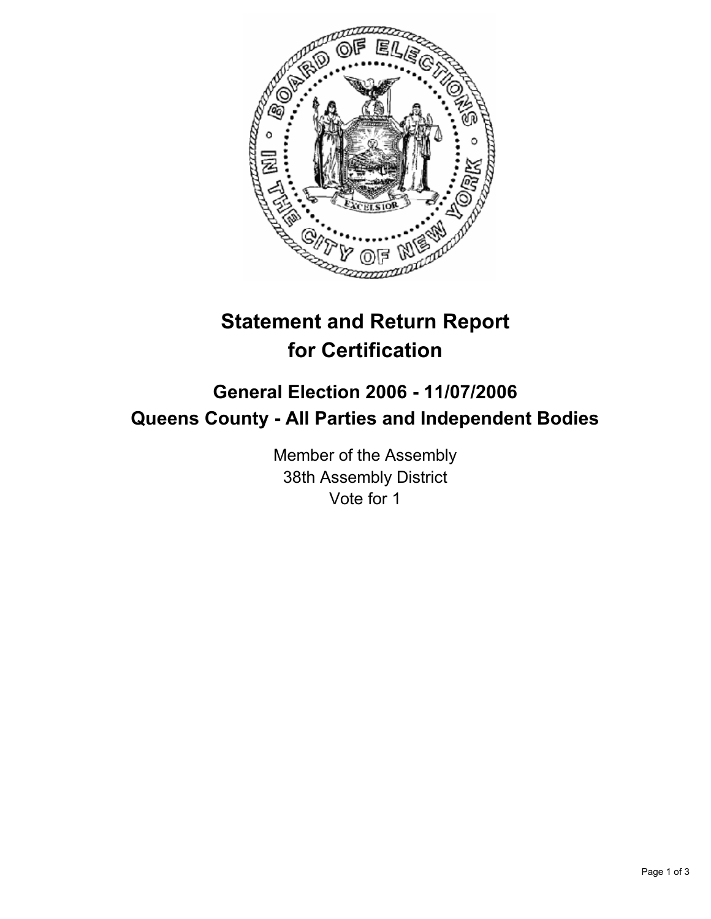# Statement and Return Report for Certification

## General Election 2006 - 11/07/2006

## Queens County - All Parties and Independent Bodies

Member of the Assembly
38th Assembly District
Vote for 1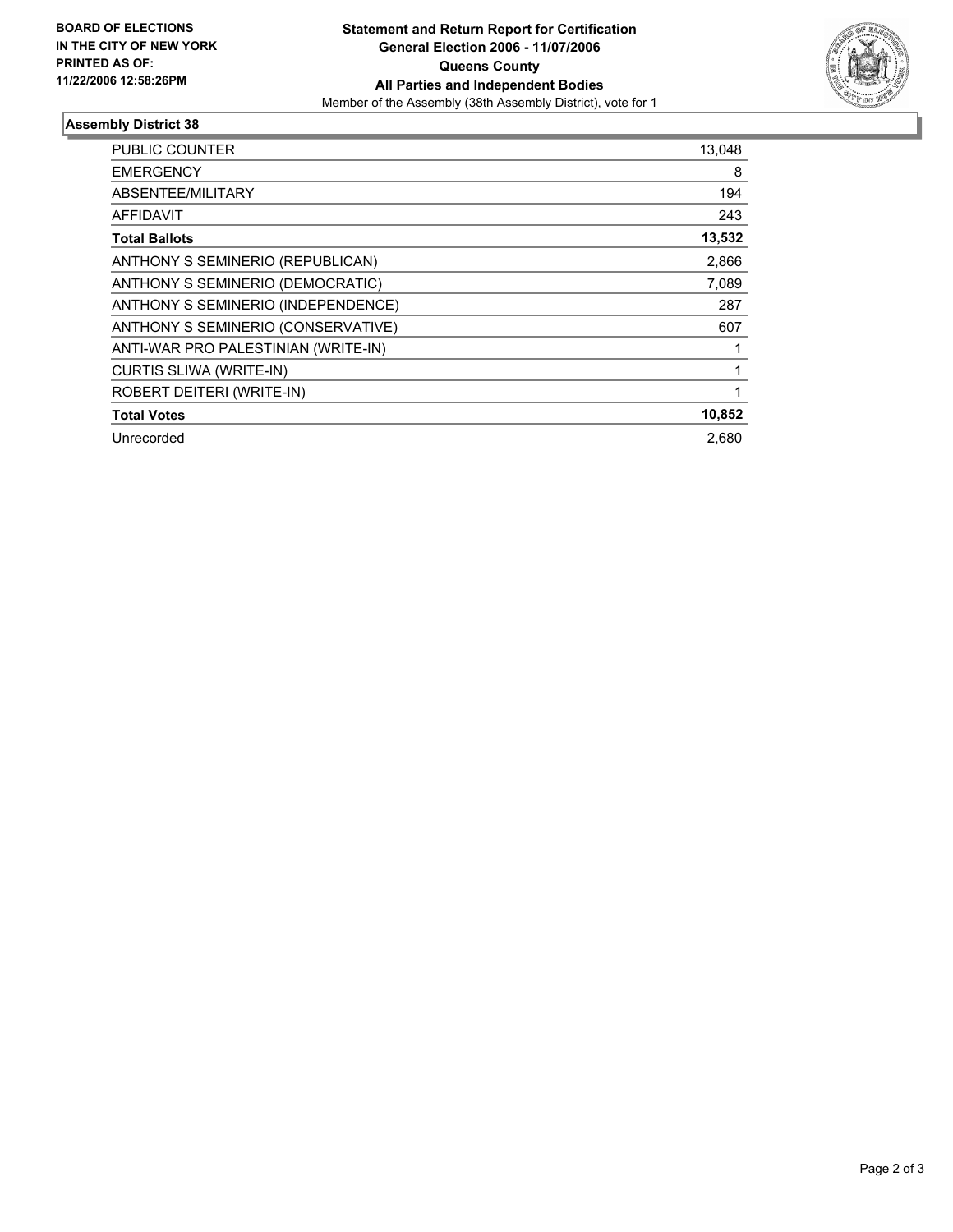**BOARD OF ELECTIONS IN THE CITY OF NEW YORK PRINTED AS OF: 11/22/2006 12:58:26PM**

# Statement and Return Report for Certification
## General Election 2006 - 11/07/2006
## Queens County
## All Parties and Independent Bodies

Member of the Assembly (38th Assembly District), vote for 1

### Assembly District 38

| | |
|---|---|
| PUBLIC COUNTER | 13,048 |
| EMERGENCY | 8 |
| ABSENTEE/MILITARY | 194 |
| AFFIDAVIT | 243 |
| **Total Ballots** | **13,532** |
| ANTHONY S SEMINERIO (REPUBLICAN) | 2,866 |
| ANTHONY S SEMINERIO (DEMOCRATIC) | 7,089 |
| ANTHONY S SEMINERIO (INDEPENDENCE) | 287 |
| ANTHONY S SEMINERIO (CONSERVATIVE) | 607 |
| ANTI-WAR PRO PALESTINIAN (WRITE-IN) | 1 |
| CURTIS SLIWA (WRITE-IN) | 1 |
| ROBERT DEITERI (WRITE-IN) | 1 |
| **Total Votes** | **10,852** |
| Unrecorded | 2,680 |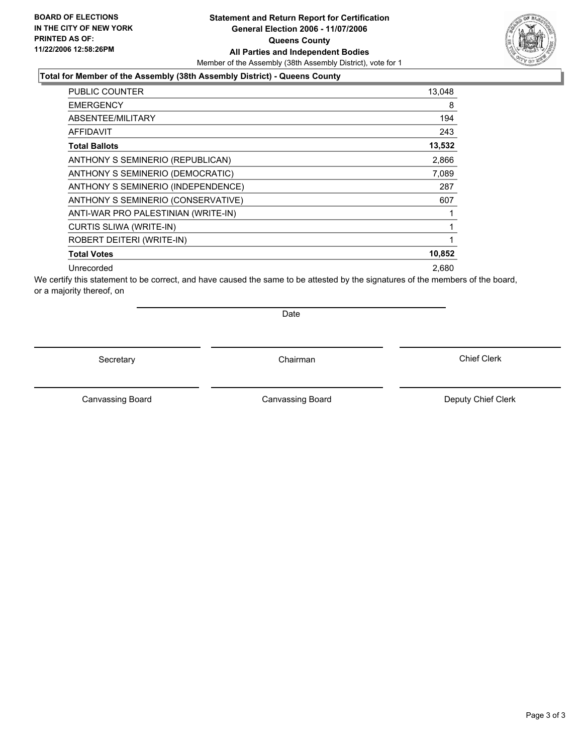**BOARD OF ELECTIONS IN THE CITY OF NEW YORK PRINTED AS OF: 11/22/2006 12:58:26PM**

**Statement and Return Report for Certification**
**General Election 2006 - 11/07/2006**
**Queens County**
**All Parties and Independent Bodies**
Member of the Assembly (38th Assembly District), vote for 1

**Total for Member of the Assembly (38th Assembly District) - Queens County**

| | |
|---|---|
| PUBLIC COUNTER | 13,048 |
| EMERGENCY | 8 |
| ABSENTEE/MILITARY | 194 |
| AFFIDAVIT | 243 |
| **Total Ballots** | **13,532** |
| ANTHONY S SEMINERIO (REPUBLICAN) | 2,866 |
| ANTHONY S SEMINERIO (DEMOCRATIC) | 7,089 |
| ANTHONY S SEMINERIO (INDEPENDENCE) | 287 |
| ANTHONY S SEMINERIO (CONSERVATIVE) | 607 |
| ANTI-WAR PRO PALESTINIAN (WRITE-IN) | 1 |
| CURTIS SLIWA (WRITE-IN) | 1 |
| ROBERT DEITERI (WRITE-IN) | 1 |
| **Total Votes** | **10,852** |
| Unrecorded | 2,680 |

We certify this statement to be correct, and have caused the same to be attested by the signatures of the members of the board, or a majority thereof, on

Date

Secretary | Chairman | Chief Clerk

Canvassing Board | Canvassing Board | Deputy Chief Clerk